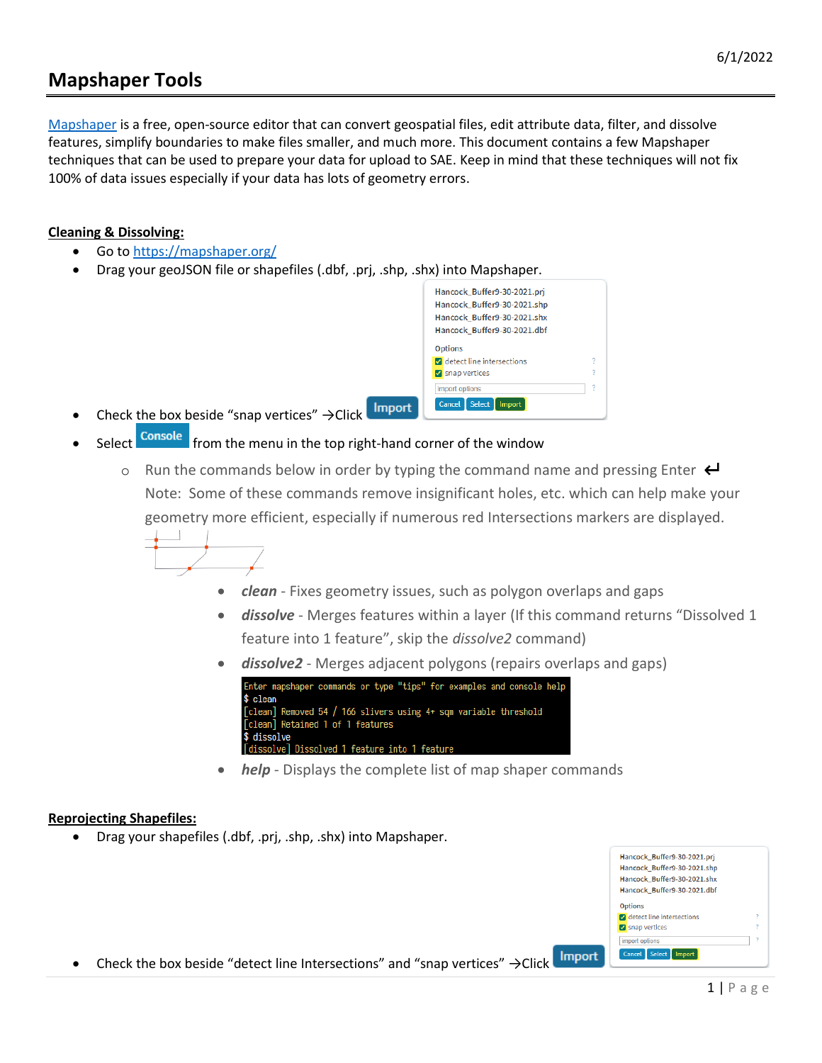6/1/2022

# Mapshaper Tools

Mapshaper is a free, open-source editor that can convert geospatial files, edit attribute data, filter, and dissolve features, simplify boundaries to make files smaller, and much more. This document contains a few Mapshaper techniques that can be used to prepare your data for upload to SAE. Keep in mind that these techniques will not fix 100% of data issues especially if your data has lots of geometry errors.

**Cleaning & Dissolving:**

- Go to https://mapshaper.org/
- Drag your geoJSON file or shapefiles (.dbf, .prj, .shp, .shx) into Mapshaper.
- Check the box beside "snap vertices" →Click Import
- Select Console from the menu in the top right-hand corner of the window
  - Run the commands below in order by typing the command name and pressing Enter ↵
    Note: Some of these commands remove insignificant holes, etc. which can help make your geometry more efficient, especially if numerous red Intersections markers are displayed.
    - ***clean*** - Fixes geometry issues, such as polygon overlaps and gaps
    - ***dissolve*** - Merges features within a layer (If this command returns "Dissolved 1 feature into 1 feature", skip the *dissolve2* command)
    - ***dissolve2*** - Merges adjacent polygons (repairs overlaps and gaps)

```
Enter mapshaper commands or type "tips" for examples and console help
$ clean
[clean] Removed 54 / 166 slivers using 4+ sqm variable threshold
[clean] Retained 1 of 1 features
$ dissolve
[dissolve] Dissolved 1 feature into 1 feature
```

    - ***help*** - Displays the complete list of map shaper commands

**Reprojecting Shapefiles:**

- Drag your shapefiles (.dbf, .prj, .shp, .shx) into Mapshaper.
- Check the box beside "detect line Intersections" and "snap vertices" →Click Import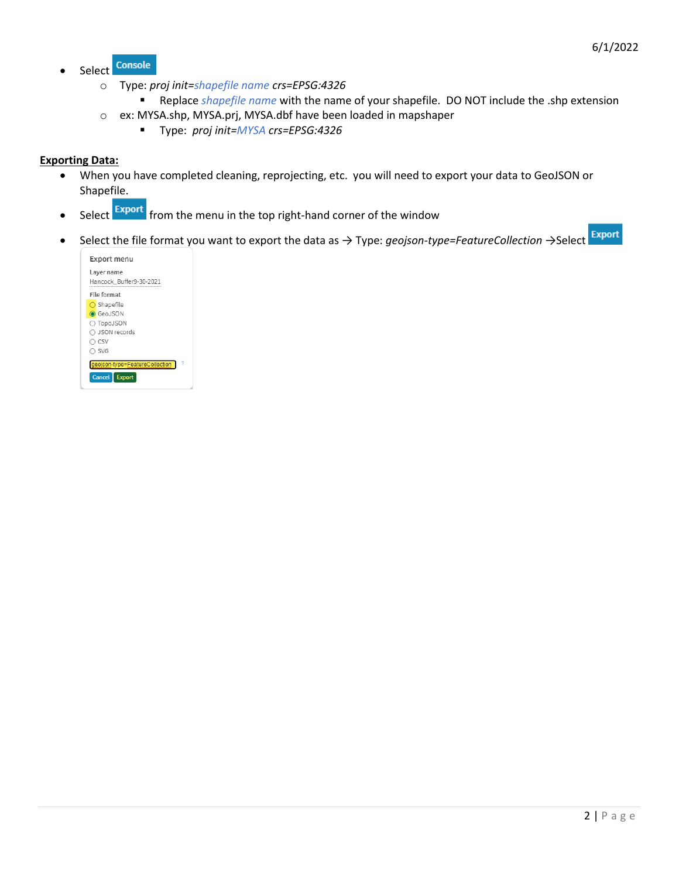- Select **Console**
  - Type: *proj init=shapefile name crs=EPSG:4326*
    - Replace *shapefile name* with the name of your shapefile. DO NOT include the .shp extension
  - ex: MYSA.shp, MYSA.prj, MYSA.dbf have been loaded in mapshaper
    - Type: *proj init=MYSA crs=EPSG:4326*

**Exporting Data:**

- When you have completed cleaning, reprojecting, etc. you will need to export your data to GeoJSON or Shapefile.
- Select **Export** from the menu in the top right-hand corner of the window
- Select the file format you want to export the data as → Type: *geojson-type=FeatureCollection* →Select **Export**

Export menu

Layer name

Hancock_Buffer9-30-2021

File format

- Shapefile
- GeoJSON
- TopoJSON
- JSON records
- CSV
- SVG

geojson-type=FeatureCollection

Cancel Export